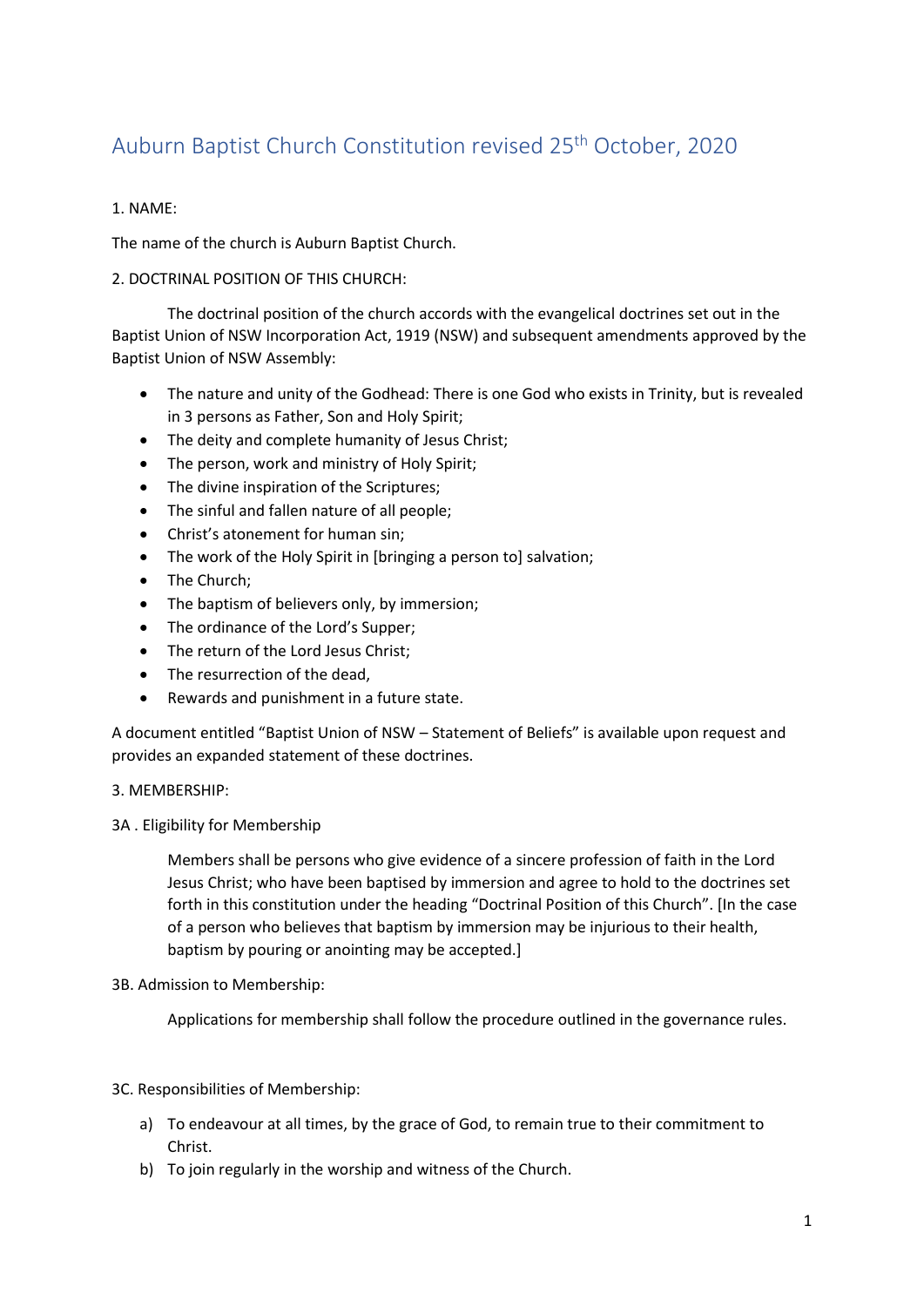# Auburn Baptist Church Constitution revised 25th October, 2020

1. NAME:

The name of the church is Auburn Baptist Church.

2. DOCTRINAL POSITION OF THIS CHURCH:

The doctrinal position of the church accords with the evangelical doctrines set out in the Baptist Union of NSW Incorporation Act, 1919 (NSW) and subsequent amendments approved by the Baptist Union of NSW Assembly:

- The nature and unity of the Godhead: There is one God who exists in Trinity, but is revealed in 3 persons as Father, Son and Holy Spirit;
- The deity and complete humanity of Jesus Christ;
- The person, work and ministry of Holy Spirit;
- The divine inspiration of the Scriptures;
- The sinful and fallen nature of all people;
- Christ's atonement for human sin;
- The work of the Holy Spirit in [bringing a person to] salvation;
- The Church;
- The baptism of believers only, by immersion;
- The ordinance of the Lord's Supper;
- The return of the Lord Jesus Christ;
- The resurrection of the dead,
- Rewards and punishment in a future state.

A document entitled "Baptist Union of NSW – Statement of Beliefs" is available upon request and provides an expanded statement of these doctrines.

3. MEMBERSHIP:

3A . Eligibility for Membership

Members shall be persons who give evidence of a sincere profession of faith in the Lord Jesus Christ; who have been baptised by immersion and agree to hold to the doctrines set forth in this constitution under the heading "Doctrinal Position of this Church". [In the case of a person who believes that baptism by immersion may be injurious to their health, baptism by pouring or anointing may be accepted.]

3B. Admission to Membership:

Applications for membership shall follow the procedure outlined in the governance rules.

3C. Responsibilities of Membership:

a) To endeavour at all times, by the grace of God, to remain true to their commitment to Christ.
b) To join regularly in the worship and witness of the Church.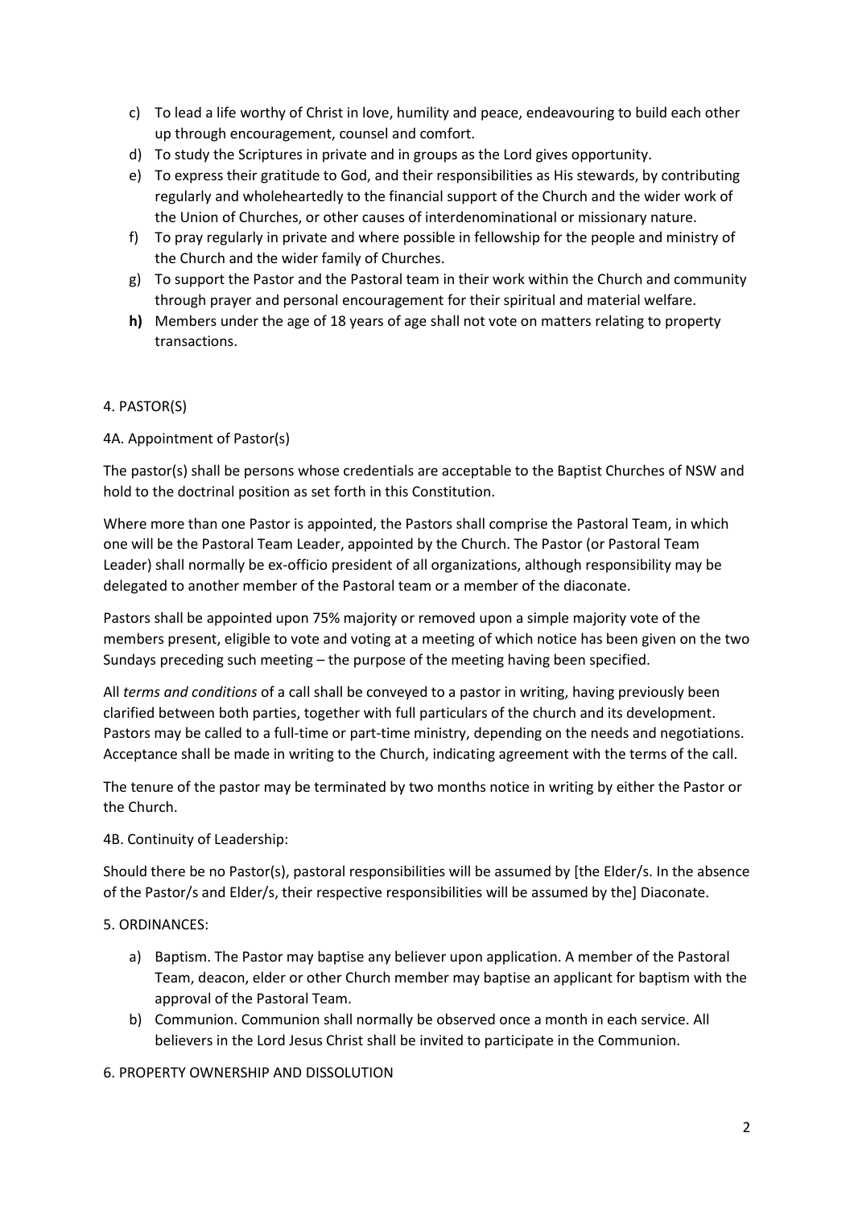c) To lead a life worthy of Christ in love, humility and peace, endeavouring to build each other up through encouragement, counsel and comfort.
d) To study the Scriptures in private and in groups as the Lord gives opportunity.
e) To express their gratitude to God, and their responsibilities as His stewards, by contributing regularly and wholeheartedly to the financial support of the Church and the wider work of the Union of Churches, or other causes of interdenominational or missionary nature.
f) To pray regularly in private and where possible in fellowship for the people and ministry of the Church and the wider family of Churches.
g) To support the Pastor and the Pastoral team in their work within the Church and community through prayer and personal encouragement for their spiritual and material welfare.
**h)** Members under the age of 18 years of age shall not vote on matters relating to property transactions.

4. PASTOR(S)

4A. Appointment of Pastor(s)

The pastor(s) shall be persons whose credentials are acceptable to the Baptist Churches of NSW and hold to the doctrinal position as set forth in this Constitution.

Where more than one Pastor is appointed, the Pastors shall comprise the Pastoral Team, in which one will be the Pastoral Team Leader, appointed by the Church. The Pastor (or Pastoral Team Leader) shall normally be ex-officio president of all organizations, although responsibility may be delegated to another member of the Pastoral team or a member of the diaconate.

Pastors shall be appointed upon 75% majority or removed upon a simple majority vote of the members present, eligible to vote and voting at a meeting of which notice has been given on the two Sundays preceding such meeting – the purpose of the meeting having been specified.

All *terms and conditions* of a call shall be conveyed to a pastor in writing, having previously been clarified between both parties, together with full particulars of the church and its development. Pastors may be called to a full-time or part-time ministry, depending on the needs and negotiations. Acceptance shall be made in writing to the Church, indicating agreement with the terms of the call.

The tenure of the pastor may be terminated by two months notice in writing by either the Pastor or the Church.

4B. Continuity of Leadership:

Should there be no Pastor(s), pastoral responsibilities will be assumed by [the Elder/s. In the absence of the Pastor/s and Elder/s, their respective responsibilities will be assumed by the] Diaconate.

5. ORDINANCES:

a) Baptism. The Pastor may baptise any believer upon application. A member of the Pastoral Team, deacon, elder or other Church member may baptise an applicant for baptism with the approval of the Pastoral Team.
b) Communion. Communion shall normally be observed once a month in each service. All believers in the Lord Jesus Christ shall be invited to participate in the Communion.

6. PROPERTY OWNERSHIP AND DISSOLUTION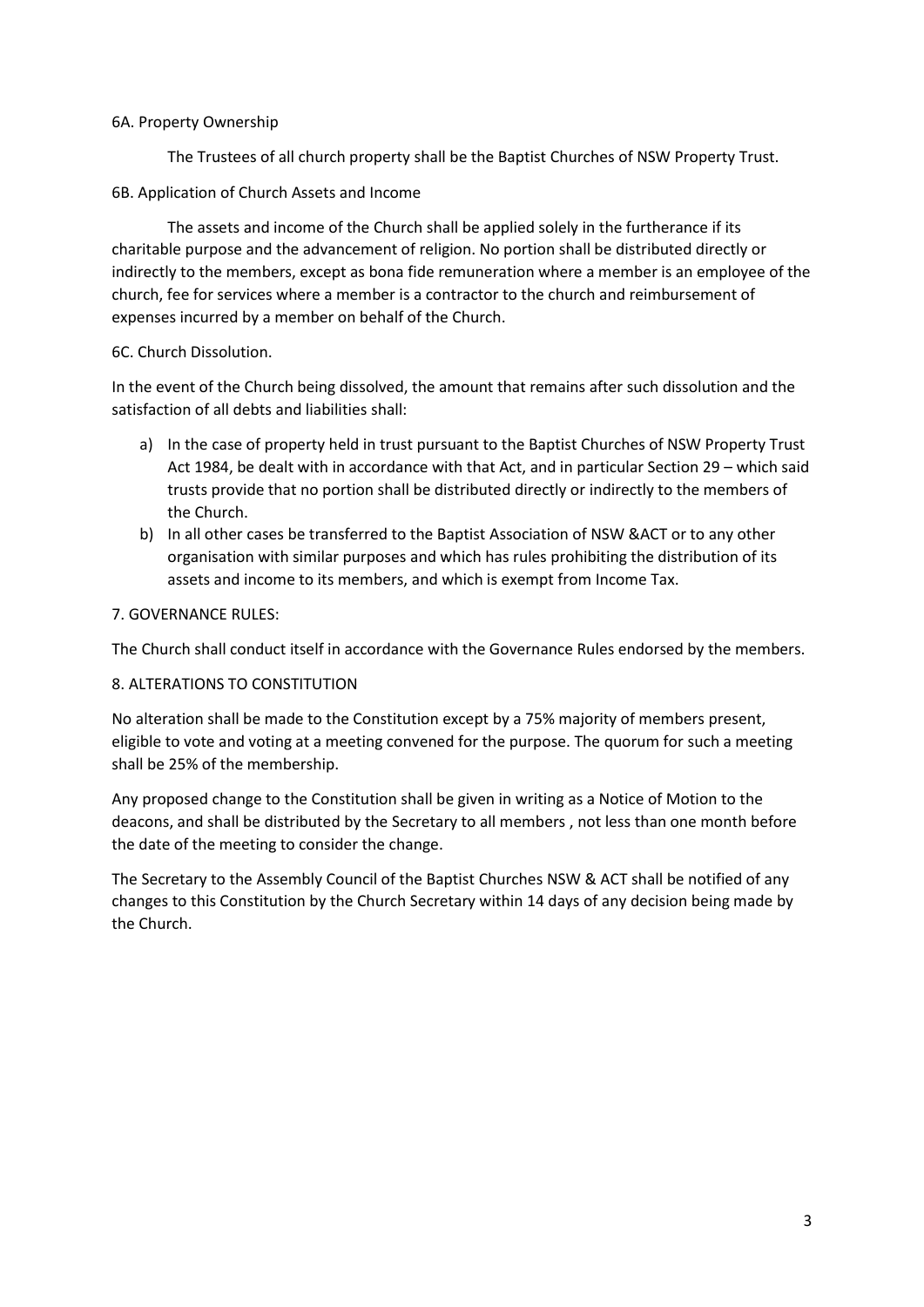6A. Property Ownership

The Trustees of all church property shall be the Baptist Churches of NSW Property Trust.

6B. Application of Church Assets and Income

The assets and income of the Church shall be applied solely in the furtherance if its charitable purpose and the advancement of religion. No portion shall be distributed directly or indirectly to the members, except as bona fide remuneration where a member is an employee of the church, fee for services where a member is a contractor to the church and reimbursement of expenses incurred by a member on behalf of the Church.

6C. Church Dissolution.

In the event of the Church being dissolved, the amount that remains after such dissolution and the satisfaction of all debts and liabilities shall:

a) In the case of property held in trust pursuant to the Baptist Churches of NSW Property Trust Act 1984, be dealt with in accordance with that Act, and in particular Section 29 – which said trusts provide that no portion shall be distributed directly or indirectly to the members of the Church.
b) In all other cases be transferred to the Baptist Association of NSW &ACT or to any other organisation with similar purposes and which has rules prohibiting the distribution of its assets and income to its members, and which is exempt from Income Tax.

7. GOVERNANCE RULES:

The Church shall conduct itself in accordance with the Governance Rules endorsed by the members.

8. ALTERATIONS TO CONSTITUTION

No alteration shall be made to the Constitution except by a 75% majority of members present, eligible to vote and voting at a meeting convened for the purpose. The quorum for such a meeting shall be 25% of the membership.

Any proposed change to the Constitution shall be given in writing as a Notice of Motion to the deacons, and shall be distributed by the Secretary to all members , not less than one month before the date of the meeting to consider the change.

The Secretary to the Assembly Council of the Baptist Churches NSW & ACT shall be notified of any changes to this Constitution by the Church Secretary within 14 days of any decision being made by the Church.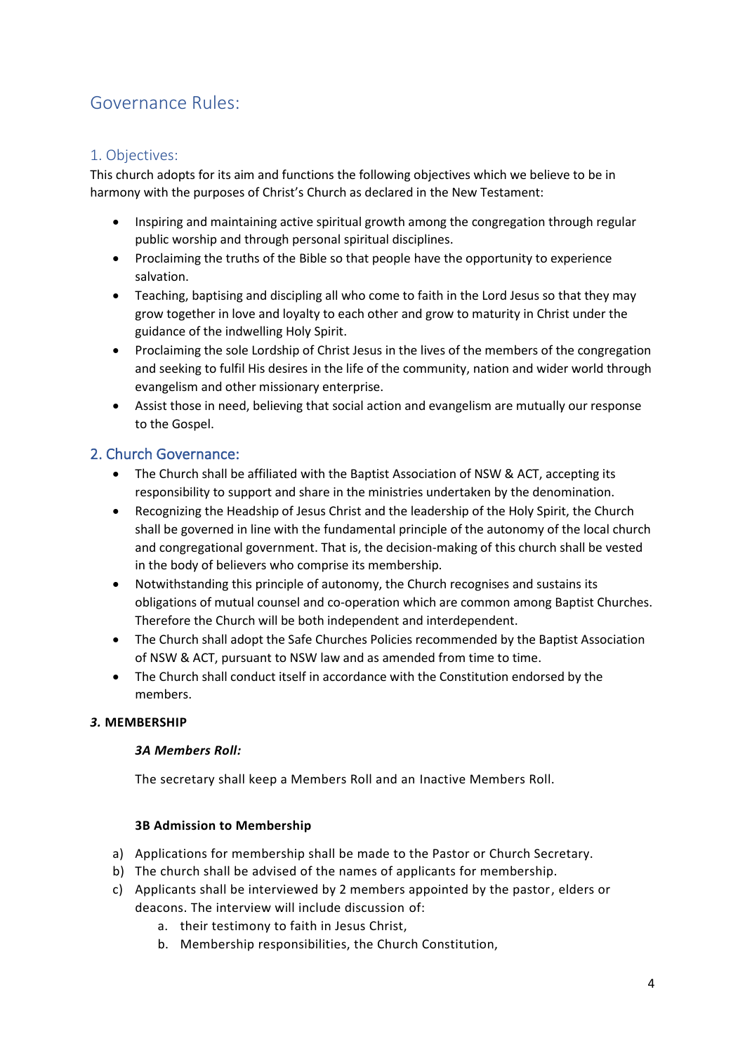# Governance Rules:

## 1. Objectives:

This church adopts for its aim and functions the following objectives which we believe to be in harmony with the purposes of Christ's Church as declared in the New Testament:

- Inspiring and maintaining active spiritual growth among the congregation through regular public worship and through personal spiritual disciplines.
- Proclaiming the truths of the Bible so that people have the opportunity to experience salvation.
- Teaching, baptising and discipling all who come to faith in the Lord Jesus so that they may grow together in love and loyalty to each other and grow to maturity in Christ under the guidance of the indwelling Holy Spirit.
- Proclaiming the sole Lordship of Christ Jesus in the lives of the members of the congregation and seeking to fulfil His desires in the life of the community, nation and wider world through evangelism and other missionary enterprise.
- Assist those in need, believing that social action and evangelism are mutually our response to the Gospel.

## 2. Church Governance:

- The Church shall be affiliated with the Baptist Association of NSW & ACT, accepting its responsibility to support and share in the ministries undertaken by the denomination.
- Recognizing the Headship of Jesus Christ and the leadership of the Holy Spirit, the Church shall be governed in line with the fundamental principle of the autonomy of the local church and congregational government. That is, the decision-making of this church shall be vested in the body of believers who comprise its membership.
- Notwithstanding this principle of autonomy, the Church recognises and sustains its obligations of mutual counsel and co-operation which are common among Baptist Churches. Therefore the Church will be both independent and interdependent.
- The Church shall adopt the Safe Churches Policies recommended by the Baptist Association of NSW & ACT, pursuant to NSW law and as amended from time to time.
- The Church shall conduct itself in accordance with the Constitution endorsed by the members.

## *3.* MEMBERSHIP

### *3A Members Roll:*

The secretary shall keep a Members Roll and an Inactive Members Roll.

### 3B Admission to Membership

a) Applications for membership shall be made to the Pastor or Church Secretary.
b) The church shall be advised of the names of applicants for membership.
c) Applicants shall be interviewed by 2 members appointed by the pastor, elders or deacons. The interview will include discussion of:
    a. their testimony to faith in Jesus Christ,
    b. Membership responsibilities, the Church Constitution,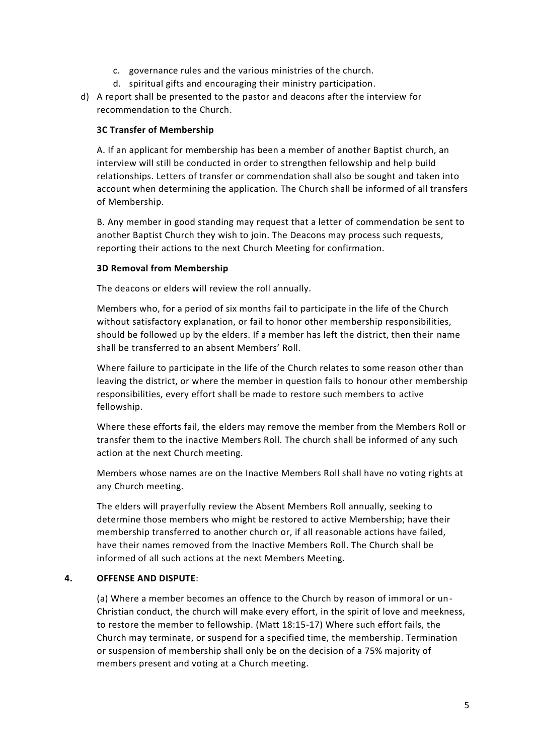c. governance rules and the various ministries of the church.
d. spiritual gifts and encouraging their ministry participation.

d) A report shall be presented to the pastor and deacons after the interview for recommendation to the Church.

**3C Transfer of Membership**

A. If an applicant for membership has been a member of another Baptist church, an interview will still be conducted in order to strengthen fellowship and help build relationships. Letters of transfer or commendation shall also be sought and taken into account when determining the application. The Church shall be informed of all transfers of Membership.

B. Any member in good standing may request that a letter of commendation be sent to another Baptist Church they wish to join. The Deacons may process such requests, reporting their actions to the next Church Meeting for confirmation.

**3D Removal from Membership**

The deacons or elders will review the roll annually.

Members who, for a period of six months fail to participate in the life of the Church without satisfactory explanation, or fail to honor other membership responsibilities, should be followed up by the elders. If a member has left the district, then their name shall be transferred to an absent Members' Roll.

Where failure to participate in the life of the Church relates to some reason other than leaving the district, or where the member in question fails to honour other membership responsibilities, every effort shall be made to restore such members to active fellowship.

Where these efforts fail, the elders may remove the member from the Members Roll or transfer them to the inactive Members Roll. The church shall be informed of any such action at the next Church meeting.

Members whose names are on the Inactive Members Roll shall have no voting rights at any Church meeting.

The elders will prayerfully review the Absent Members Roll annually, seeking to determine those members who might be restored to active Membership; have their membership transferred to another church or, if all reasonable actions have failed, have their names removed from the Inactive Members Roll. The Church shall be informed of all such actions at the next Members Meeting.

**4. OFFENSE AND DISPUTE**:

(a) Where a member becomes an offence to the Church by reason of immoral or un-Christian conduct, the church will make every effort, in the spirit of love and meekness, to restore the member to fellowship. (Matt 18:15-17) Where such effort fails, the Church may terminate, or suspend for a specified time, the membership. Termination or suspension of membership shall only be on the decision of a 75% majority of members present and voting at a Church meeting.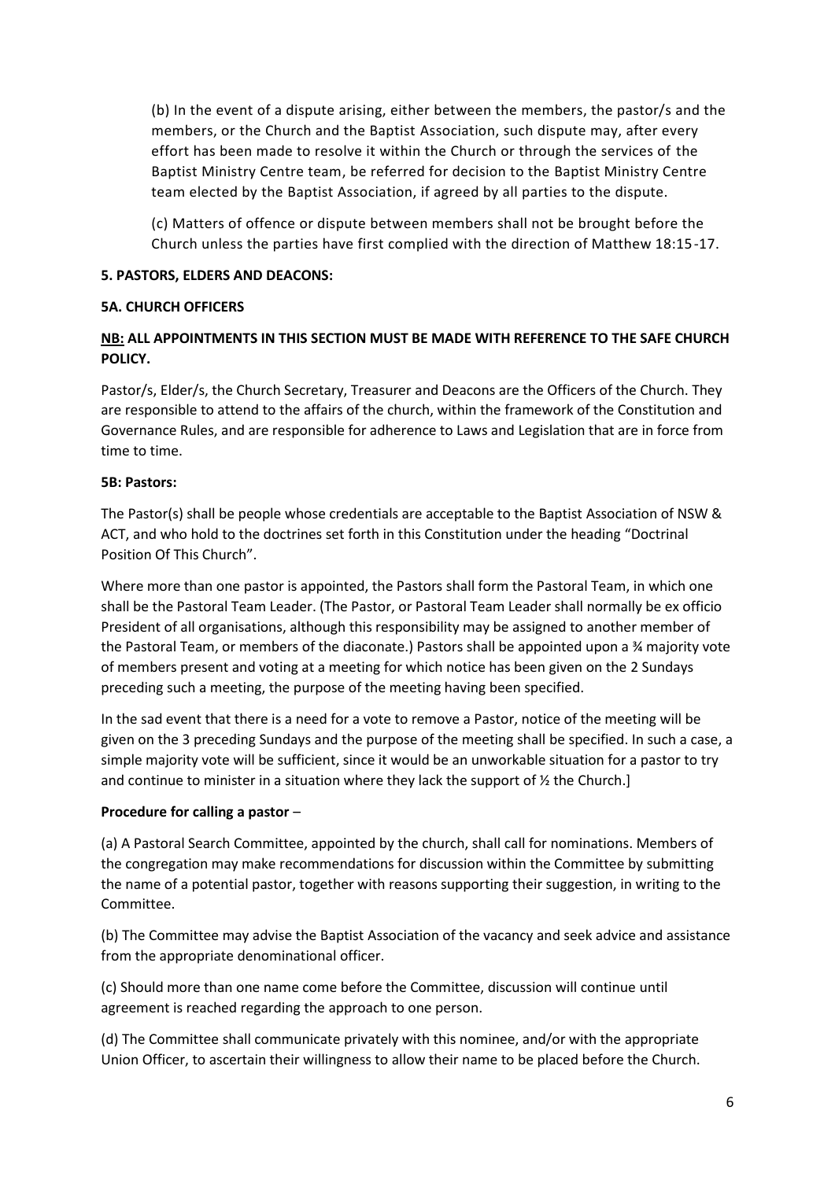(b) In the event of a dispute arising, either between the members, the pastor/s and the members, or the Church and the Baptist Association, such dispute may, after every effort has been made to resolve it within the Church or through the services of the Baptist Ministry Centre team, be referred for decision to the Baptist Ministry Centre team elected by the Baptist Association, if agreed by all parties to the dispute.

(c) Matters of offence or dispute between members shall not be brought before the Church unless the parties have first complied with the direction of Matthew 18:15-17.

**5. PASTORS, ELDERS AND DEACONS:**

**5A. CHURCH OFFICERS**

**<u>NB:</u> ALL APPOINTMENTS IN THIS SECTION MUST BE MADE WITH REFERENCE TO THE SAFE CHURCH POLICY.**

Pastor/s, Elder/s, the Church Secretary, Treasurer and Deacons are the Officers of the Church. They are responsible to attend to the affairs of the church, within the framework of the Constitution and Governance Rules, and are responsible for adherence to Laws and Legislation that are in force from time to time.

**5B: Pastors:**

The Pastor(s) shall be people whose credentials are acceptable to the Baptist Association of NSW & ACT, and who hold to the doctrines set forth in this Constitution under the heading "Doctrinal Position Of This Church".

Where more than one pastor is appointed, the Pastors shall form the Pastoral Team, in which one shall be the Pastoral Team Leader. (The Pastor, or Pastoral Team Leader shall normally be ex officio President of all organisations, although this responsibility may be assigned to another member of the Pastoral Team, or members of the diaconate.) Pastors shall be appointed upon a ¾ majority vote of members present and voting at a meeting for which notice has been given on the 2 Sundays preceding such a meeting, the purpose of the meeting having been specified.

In the sad event that there is a need for a vote to remove a Pastor, notice of the meeting will be given on the 3 preceding Sundays and the purpose of the meeting shall be specified. In such a case, a simple majority vote will be sufficient, since it would be an unworkable situation for a pastor to try and continue to minister in a situation where they lack the support of ½ the Church.]

**Procedure for calling a pastor** –

(a) A Pastoral Search Committee, appointed by the church, shall call for nominations. Members of the congregation may make recommendations for discussion within the Committee by submitting the name of a potential pastor, together with reasons supporting their suggestion, in writing to the Committee.

(b) The Committee may advise the Baptist Association of the vacancy and seek advice and assistance from the appropriate denominational officer.

(c) Should more than one name come before the Committee, discussion will continue until agreement is reached regarding the approach to one person.

(d) The Committee shall communicate privately with this nominee, and/or with the appropriate Union Officer, to ascertain their willingness to allow their name to be placed before the Church.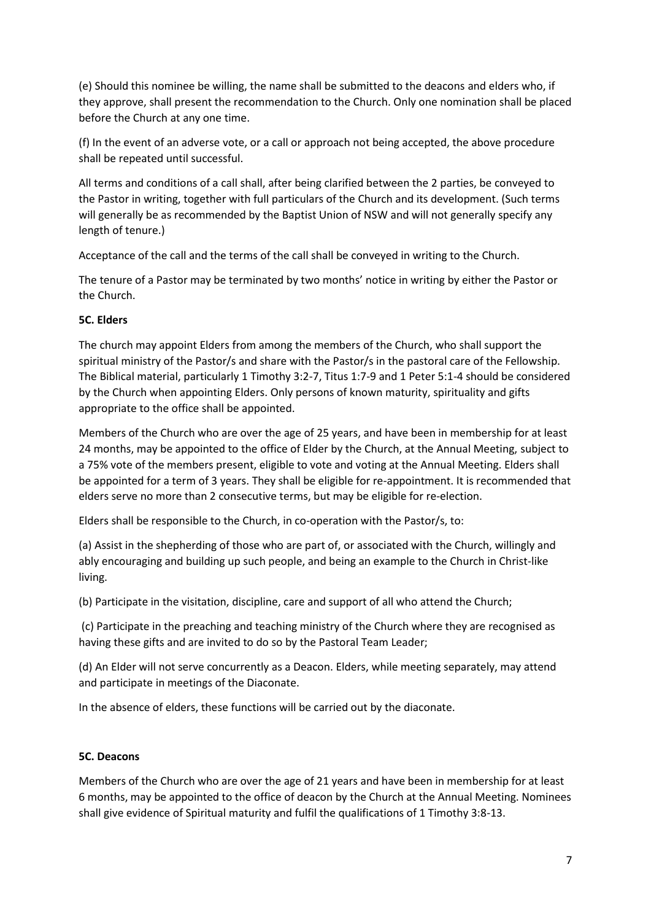(e) Should this nominee be willing, the name shall be submitted to the deacons and elders who, if they approve, shall present the recommendation to the Church. Only one nomination shall be placed before the Church at any one time.

(f) In the event of an adverse vote, or a call or approach not being accepted, the above procedure shall be repeated until successful.

All terms and conditions of a call shall, after being clarified between the 2 parties, be conveyed to the Pastor in writing, together with full particulars of the Church and its development. (Such terms will generally be as recommended by the Baptist Union of NSW and will not generally specify any length of tenure.)

Acceptance of the call and the terms of the call shall be conveyed in writing to the Church.

The tenure of a Pastor may be terminated by two months' notice in writing by either the Pastor or the Church.

**5C. Elders**

The church may appoint Elders from among the members of the Church, who shall support the spiritual ministry of the Pastor/s and share with the Pastor/s in the pastoral care of the Fellowship. The Biblical material, particularly 1 Timothy 3:2-7, Titus 1:7-9 and 1 Peter 5:1-4 should be considered by the Church when appointing Elders. Only persons of known maturity, spirituality and gifts appropriate to the office shall be appointed.

Members of the Church who are over the age of 25 years, and have been in membership for at least 24 months, may be appointed to the office of Elder by the Church, at the Annual Meeting, subject to a 75% vote of the members present, eligible to vote and voting at the Annual Meeting. Elders shall be appointed for a term of 3 years. They shall be eligible for re-appointment. It is recommended that elders serve no more than 2 consecutive terms, but may be eligible for re-election.

Elders shall be responsible to the Church, in co-operation with the Pastor/s, to:

(a) Assist in the shepherding of those who are part of, or associated with the Church, willingly and ably encouraging and building up such people, and being an example to the Church in Christ-like living.

(b) Participate in the visitation, discipline, care and support of all who attend the Church;

(c) Participate in the preaching and teaching ministry of the Church where they are recognised as having these gifts and are invited to do so by the Pastoral Team Leader;

(d) An Elder will not serve concurrently as a Deacon. Elders, while meeting separately, may attend and participate in meetings of the Diaconate.

In the absence of elders, these functions will be carried out by the diaconate.

**5C. Deacons**

Members of the Church who are over the age of 21 years and have been in membership for at least 6 months, may be appointed to the office of deacon by the Church at the Annual Meeting. Nominees shall give evidence of Spiritual maturity and fulfil the qualifications of 1 Timothy 3:8-13.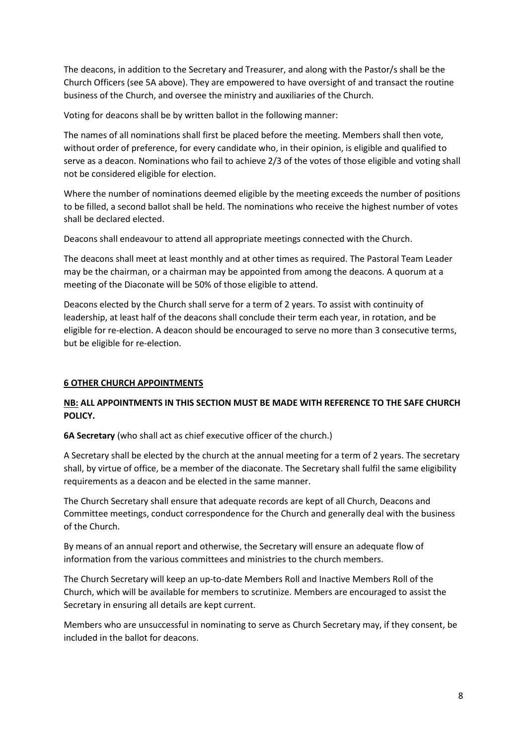The deacons, in addition to the Secretary and Treasurer, and along with the Pastor/s shall be the Church Officers (see 5A above). They are empowered to have oversight of and transact the routine business of the Church, and oversee the ministry and auxiliaries of the Church.

Voting for deacons shall be by written ballot in the following manner:

The names of all nominations shall first be placed before the meeting. Members shall then vote, without order of preference, for every candidate who, in their opinion, is eligible and qualified to serve as a deacon. Nominations who fail to achieve 2/3 of the votes of those eligible and voting shall not be considered eligible for election.

Where the number of nominations deemed eligible by the meeting exceeds the number of positions to be filled, a second ballot shall be held. The nominations who receive the highest number of votes shall be declared elected.

Deacons shall endeavour to attend all appropriate meetings connected with the Church.

The deacons shall meet at least monthly and at other times as required. The Pastoral Team Leader may be the chairman, or a chairman may be appointed from among the deacons. A quorum at a meeting of the Diaconate will be 50% of those eligible to attend.

Deacons elected by the Church shall serve for a term of 2 years. To assist with continuity of leadership, at least half of the deacons shall conclude their term each year, in rotation, and be eligible for re-election. A deacon should be encouraged to serve no more than 3 consecutive terms, but be eligible for re-election.

## 6 OTHER CHURCH APPOINTMENTS

**NB: ALL APPOINTMENTS IN THIS SECTION MUST BE MADE WITH REFERENCE TO THE SAFE CHURCH POLICY.**

**6A Secretary** (who shall act as chief executive officer of the church.)

A Secretary shall be elected by the church at the annual meeting for a term of 2 years. The secretary shall, by virtue of office, be a member of the diaconate. The Secretary shall fulfil the same eligibility requirements as a deacon and be elected in the same manner.

The Church Secretary shall ensure that adequate records are kept of all Church, Deacons and Committee meetings, conduct correspondence for the Church and generally deal with the business of the Church.

By means of an annual report and otherwise, the Secretary will ensure an adequate flow of information from the various committees and ministries to the church members.

The Church Secretary will keep an up-to-date Members Roll and Inactive Members Roll of the Church, which will be available for members to scrutinize. Members are encouraged to assist the Secretary in ensuring all details are kept current.

Members who are unsuccessful in nominating to serve as Church Secretary may, if they consent, be included in the ballot for deacons.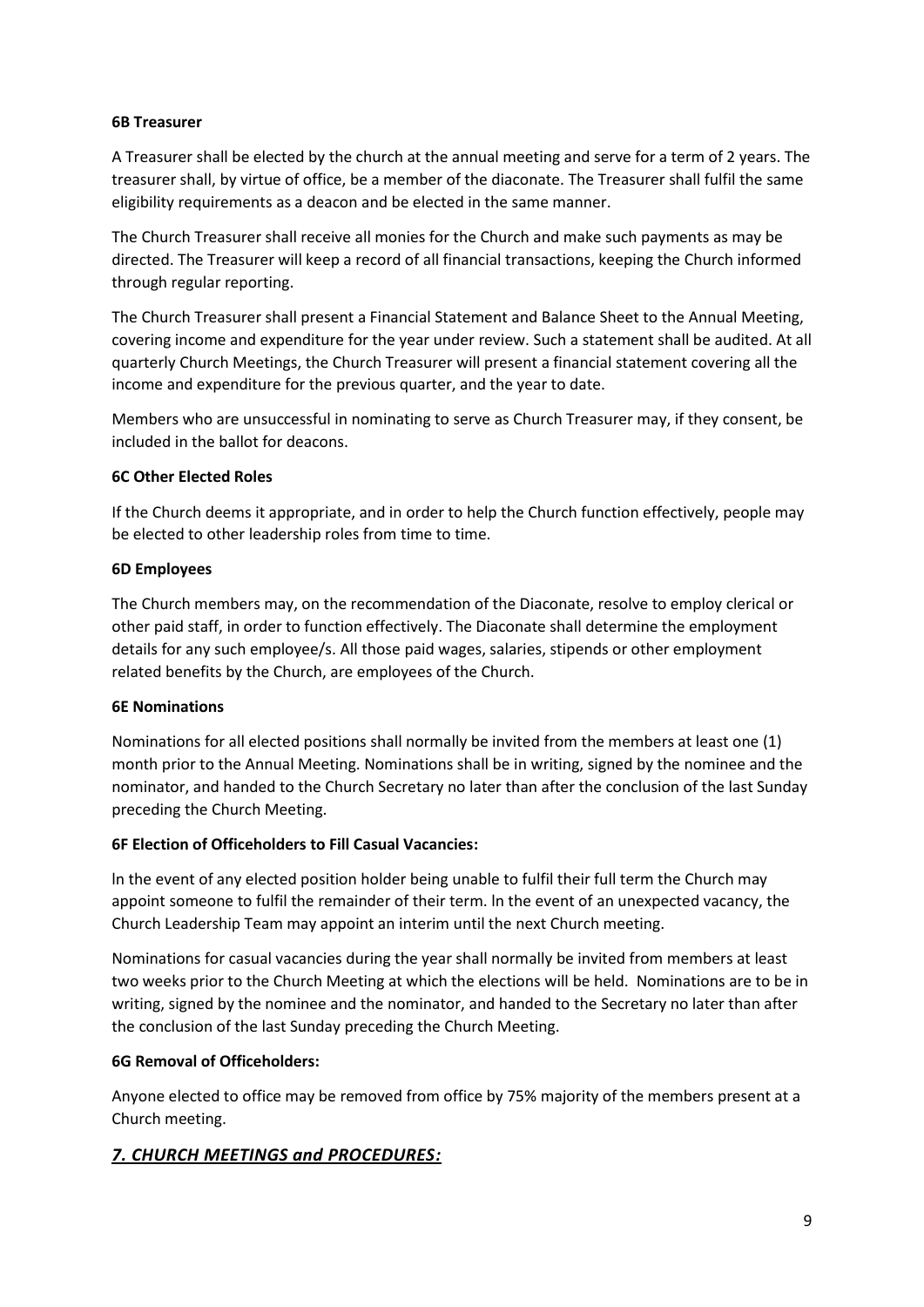**6B Treasurer**

A Treasurer shall be elected by the church at the annual meeting and serve for a term of 2 years. The treasurer shall, by virtue of office, be a member of the diaconate. The Treasurer shall fulfil the same eligibility requirements as a deacon and be elected in the same manner.

The Church Treasurer shall receive all monies for the Church and make such payments as may be directed. The Treasurer will keep a record of all financial transactions, keeping the Church informed through regular reporting.

The Church Treasurer shall present a Financial Statement and Balance Sheet to the Annual Meeting, covering income and expenditure for the year under review. Such a statement shall be audited. At all quarterly Church Meetings, the Church Treasurer will present a financial statement covering all the income and expenditure for the previous quarter, and the year to date.

Members who are unsuccessful in nominating to serve as Church Treasurer may, if they consent, be included in the ballot for deacons.

**6C Other Elected Roles**

If the Church deems it appropriate, and in order to help the Church function effectively, people may be elected to other leadership roles from time to time.

**6D Employees**

The Church members may, on the recommendation of the Diaconate, resolve to employ clerical or other paid staff, in order to function effectively. The Diaconate shall determine the employment details for any such employee/s. All those paid wages, salaries, stipends or other employment related benefits by the Church, are employees of the Church.

**6E Nominations**

Nominations for all elected positions shall normally be invited from the members at least one (1) month prior to the Annual Meeting. Nominations shall be in writing, signed by the nominee and the nominator, and handed to the Church Secretary no later than after the conclusion of the last Sunday preceding the Church Meeting.

**6F Election of Officeholders to Fill Casual Vacancies:**

ln the event of any elected position holder being unable to fulfil their full term the Church may appoint someone to fulfil the remainder of their term. ln the event of an unexpected vacancy, the Church Leadership Team may appoint an interim until the next Church meeting.

Nominations for casual vacancies during the year shall normally be invited from members at least two weeks prior to the Church Meeting at which the elections will be held. Nominations are to be in writing, signed by the nominee and the nominator, and handed to the Secretary no later than after the conclusion of the last Sunday preceding the Church Meeting.

**6G Removal of Officeholders:**

Anyone elected to office may be removed from office by 75% majority of the members present at a Church meeting.

## ***7. CHURCH MEETINGS and PROCEDURES:***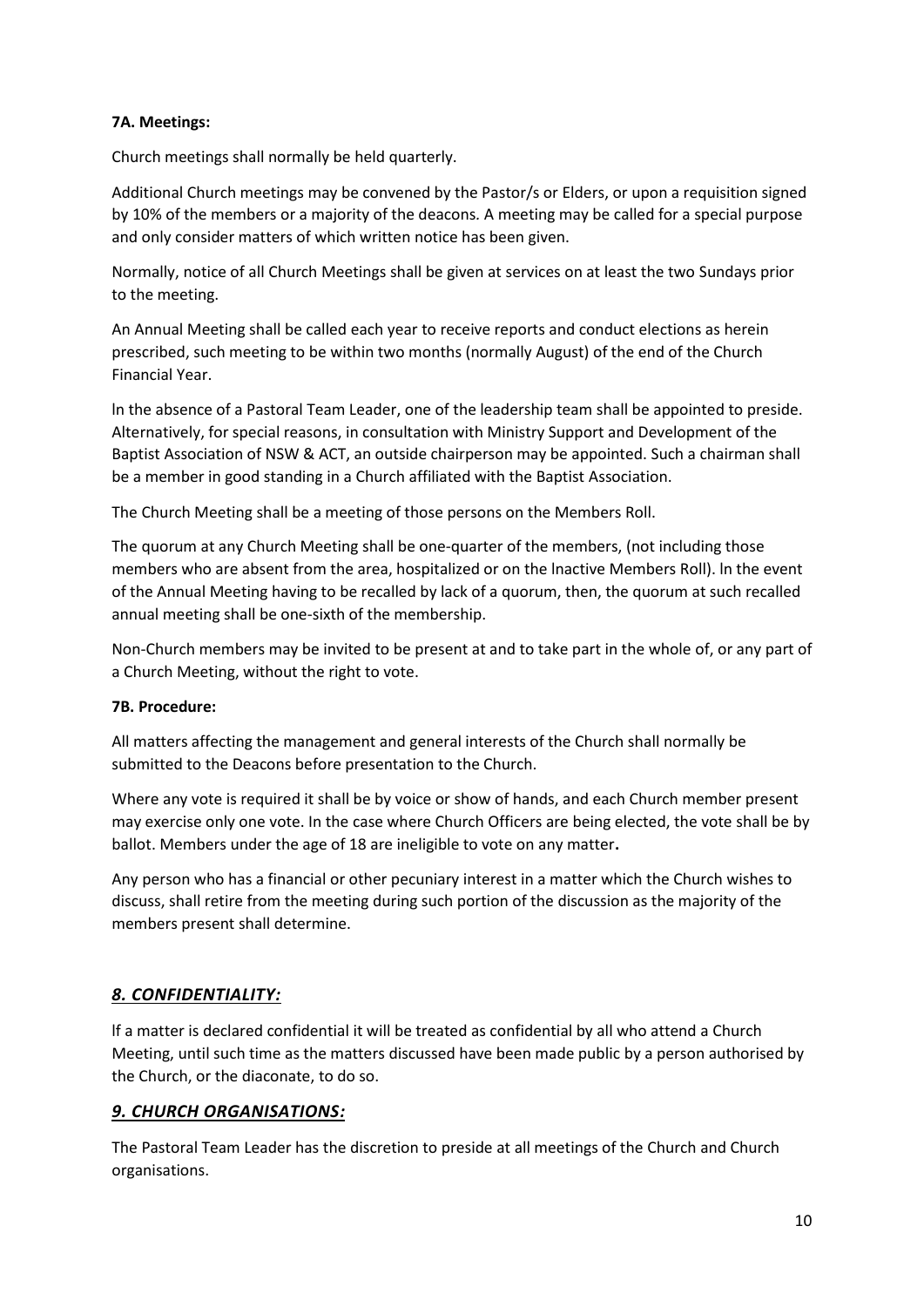**7A. Meetings:**

Church meetings shall normally be held quarterly.

Additional Church meetings may be convened by the Pastor/s or Elders, or upon a requisition signed by 10% of the members or a majority of the deacons. A meeting may be called for a special purpose and only consider matters of which written notice has been given.

Normally, notice of all Church Meetings shall be given at services on at least the two Sundays prior to the meeting.

An Annual Meeting shall be called each year to receive reports and conduct elections as herein prescribed, such meeting to be within two months (normally August) of the end of the Church Financial Year.

ln the absence of a Pastoral Team Leader, one of the leadership team shall be appointed to preside. Alternatively, for special reasons, in consultation with Ministry Support and Development of the Baptist Association of NSW & ACT, an outside chairperson may be appointed. Such a chairman shall be a member in good standing in a Church affiliated with the Baptist Association.

The Church Meeting shall be a meeting of those persons on the Members Roll.

The quorum at any Church Meeting shall be one-quarter of the members, (not including those members who are absent from the area, hospitalized or on the lnactive Members Roll). ln the event of the Annual Meeting having to be recalled by lack of a quorum, then, the quorum at such recalled annual meeting shall be one-sixth of the membership.

Non-Church members may be invited to be present at and to take part in the whole of, or any part of a Church Meeting, without the right to vote.

**7B. Procedure:**

All matters affecting the management and general interests of the Church shall normally be submitted to the Deacons before presentation to the Church.

Where any vote is required it shall be by voice or show of hands, and each Church member present may exercise only one vote. In the case where Church Officers are being elected, the vote shall be by ballot. Members under the age of 18 are ineligible to vote on any matter**.**

Any person who has a financial or other pecuniary interest in a matter which the Church wishes to discuss, shall retire from the meeting during such portion of the discussion as the majority of the members present shall determine.

## ***8. CONFIDENTIALITY:***

lf a matter is declared confidential it will be treated as confidential by all who attend a Church Meeting, until such time as the matters discussed have been made public by a person authorised by the Church, or the diaconate, to do so.

## ***9. CHURCH ORGANISATIONS:***

The Pastoral Team Leader has the discretion to preside at all meetings of the Church and Church organisations.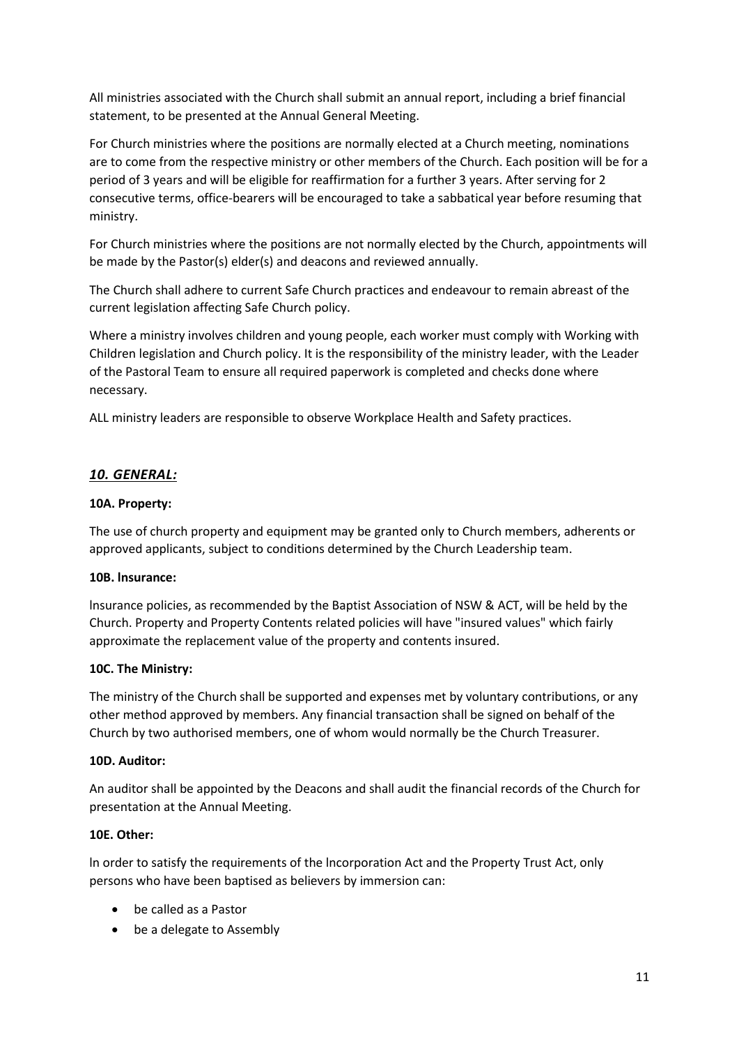All ministries associated with the Church shall submit an annual report, including a brief financial statement, to be presented at the Annual General Meeting.

For Church ministries where the positions are normally elected at a Church meeting, nominations are to come from the respective ministry or other members of the Church. Each position will be for a period of 3 years and will be eligible for reaffirmation for a further 3 years. After serving for 2 consecutive terms, office-bearers will be encouraged to take a sabbatical year before resuming that ministry.

For Church ministries where the positions are not normally elected by the Church, appointments will be made by the Pastor(s) elder(s) and deacons and reviewed annually.

The Church shall adhere to current Safe Church practices and endeavour to remain abreast of the current legislation affecting Safe Church policy.

Where a ministry involves children and young people, each worker must comply with Working with Children legislation and Church policy. It is the responsibility of the ministry leader, with the Leader of the Pastoral Team to ensure all required paperwork is completed and checks done where necessary.

ALL ministry leaders are responsible to observe Workplace Health and Safety practices.

## *10. GENERAL:*

**10A. Property:**

The use of church property and equipment may be granted only to Church members, adherents or approved applicants, subject to conditions determined by the Church Leadership team.

**10B. lnsurance:**

lnsurance policies, as recommended by the Baptist Association of NSW & ACT, will be held by the Church. Property and Property Contents related policies will have "insured values" which fairly approximate the replacement value of the property and contents insured.

**10C. The Ministry:**

The ministry of the Church shall be supported and expenses met by voluntary contributions, or any other method approved by members. Any financial transaction shall be signed on behalf of the Church by two authorised members, one of whom would normally be the Church Treasurer.

**10D. Auditor:**

An auditor shall be appointed by the Deacons and shall audit the financial records of the Church for presentation at the Annual Meeting.

**10E. Other:**

ln order to satisfy the requirements of the lncorporation Act and the Property Trust Act, only persons who have been baptised as believers by immersion can:

- be called as a Pastor
- be a delegate to Assembly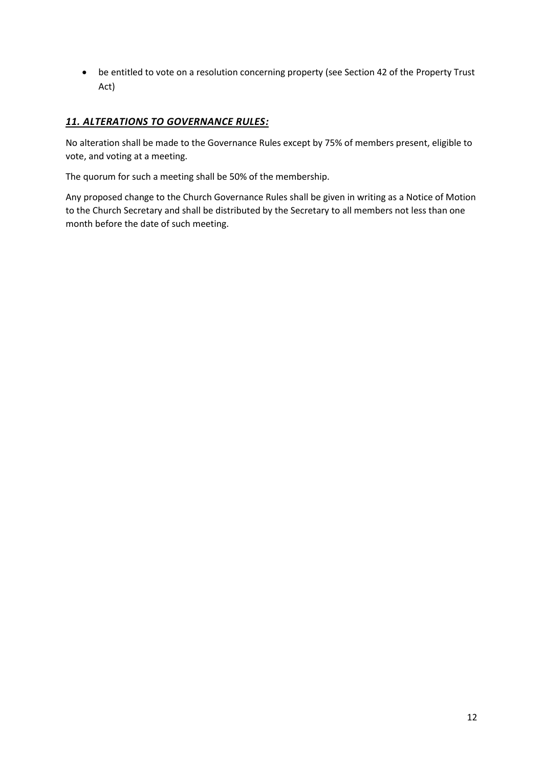- be entitled to vote on a resolution concerning property (see Section 42 of the Property Trust Act)

## ***11. ALTERATIONS TO GOVERNANCE RULES:***

No alteration shall be made to the Governance Rules except by 75% of members present, eligible to vote, and voting at a meeting.

The quorum for such a meeting shall be 50% of the membership.

Any proposed change to the Church Governance Rules shall be given in writing as a Notice of Motion to the Church Secretary and shall be distributed by the Secretary to all members not less than one month before the date of such meeting.